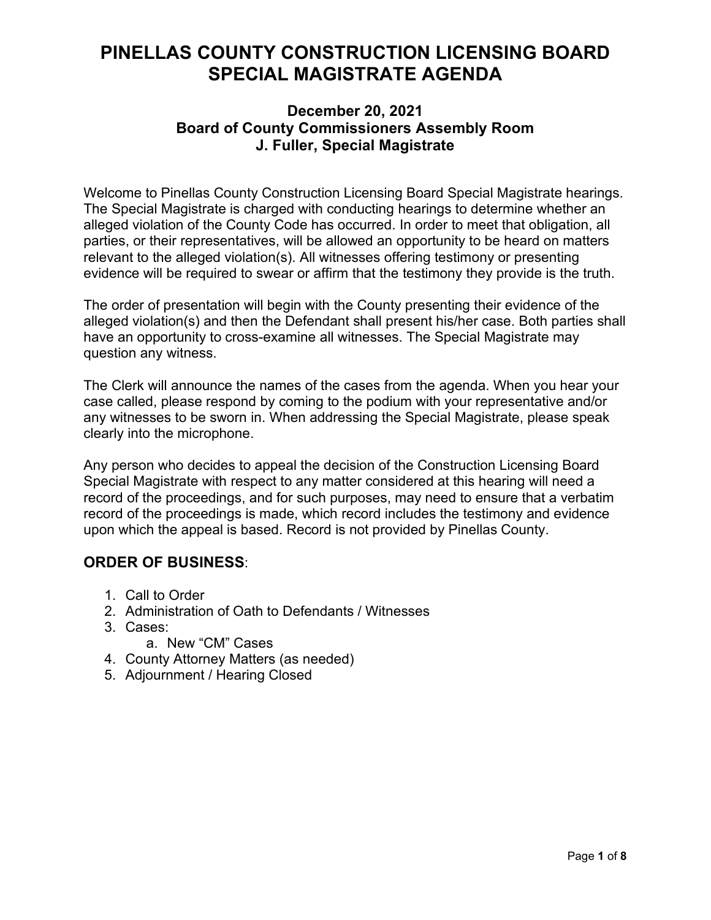# PINELLAS COUNTY CONSTRUCTION LICENSING BOARD SPECIAL MAGISTRATE AGENDA

### December 20, 2021
### Board of County Commissioners Assembly Room
### J. Fuller, Special Magistrate

Welcome to Pinellas County Construction Licensing Board Special Magistrate hearings. The Special Magistrate is charged with conducting hearings to determine whether an alleged violation of the County Code has occurred. In order to meet that obligation, all parties, or their representatives, will be allowed an opportunity to be heard on matters relevant to the alleged violation(s). All witnesses offering testimony or presenting evidence will be required to swear or affirm that the testimony they provide is the truth.

The order of presentation will begin with the County presenting their evidence of the alleged violation(s) and then the Defendant shall present his/her case. Both parties shall have an opportunity to cross-examine all witnesses. The Special Magistrate may question any witness.

The Clerk will announce the names of the cases from the agenda. When you hear your case called, please respond by coming to the podium with your representative and/or any witnesses to be sworn in. When addressing the Special Magistrate, please speak clearly into the microphone.

Any person who decides to appeal the decision of the Construction Licensing Board Special Magistrate with respect to any matter considered at this hearing will need a record of the proceedings, and for such purposes, may need to ensure that a verbatim record of the proceedings is made, which record includes the testimony and evidence upon which the appeal is based. Record is not provided by Pinellas County.

## ORDER OF BUSINESS:

1. Call to Order
2. Administration of Oath to Defendants / Witnesses
3. Cases:
   a. New "CM" Cases
4. County Attorney Matters (as needed)
5. Adjournment / Hearing Closed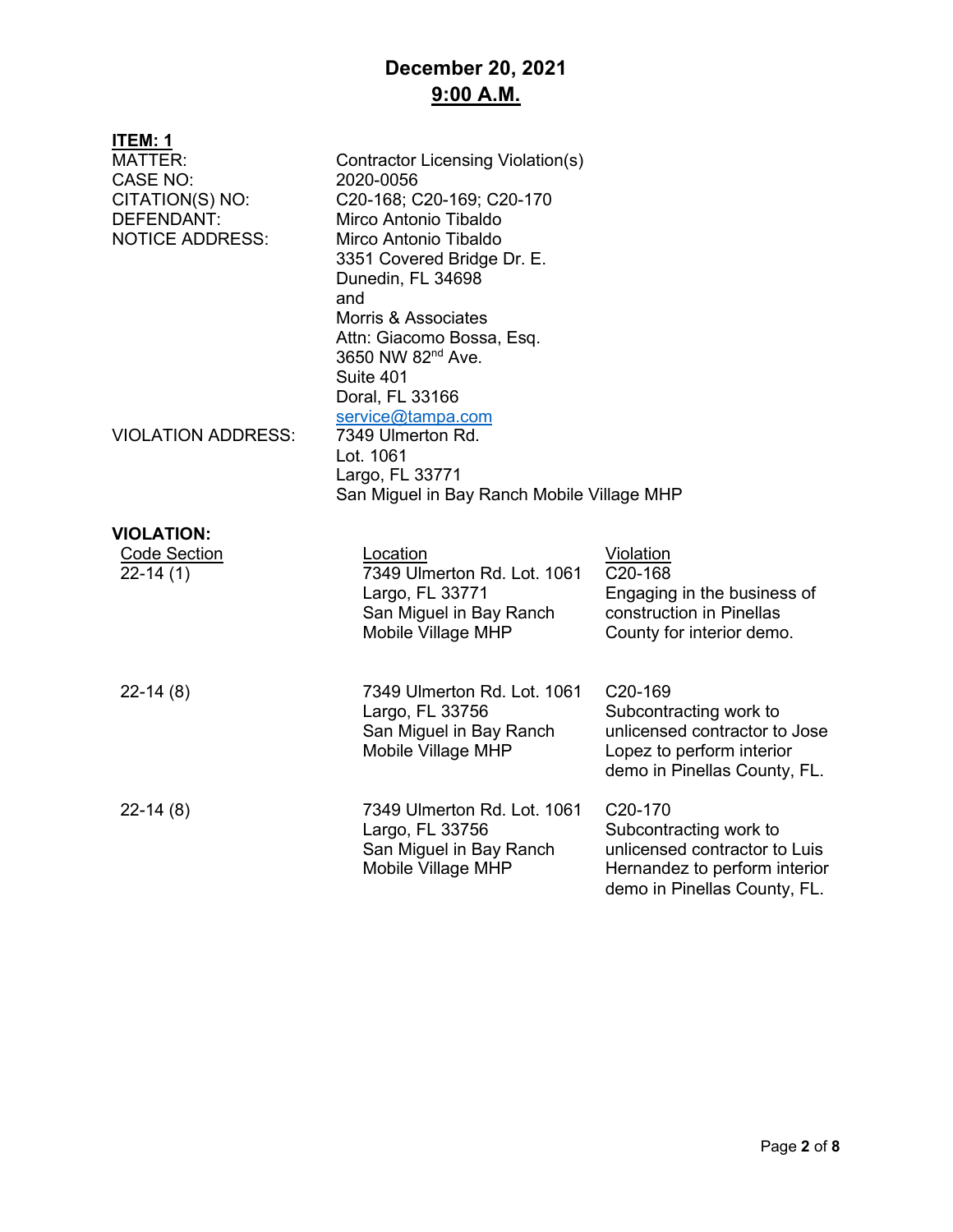**December 20, 2021**
**9:00 A.M.**

**ITEM: 1**

| | |
|---|---|
| MATTER: | Contractor Licensing Violation(s) |
| CASE NO: | 2020-0056 |
| CITATION(S) NO: | C20-168; C20-169; C20-170 |
| DEFENDANT: | Mirco Antonio Tibaldo |
| NOTICE ADDRESS: | Mirco Antonio Tibaldo<br>3351 Covered Bridge Dr. E.<br>Dunedin, FL 34698<br>and<br>Morris & Associates<br>Attn: Giacomo Bossa, Esq.<br>3650 NW 82nd Ave.<br>Suite 401<br>Doral, FL 33166<br>service@tampa.com |
| VIOLATION ADDRESS: | 7349 Ulmerton Rd.<br>Lot. 1061<br>Largo, FL 33771<br>San Miguel in Bay Ranch Mobile Village MHP |

**VIOLATION:**

| Code Section | Location | Violation |
|---|---|---|
| 22-14 (1) | 7349 Ulmerton Rd. Lot. 1061 Largo, FL 33771 San Miguel in Bay Ranch Mobile Village MHP | C20-168 Engaging in the business of construction in Pinellas County for interior demo. |
| 22-14 (8) | 7349 Ulmerton Rd. Lot. 1061 Largo, FL 33756 San Miguel in Bay Ranch Mobile Village MHP | C20-169 Subcontracting work to unlicensed contractor to Jose Lopez to perform interior demo in Pinellas County, FL. |
| 22-14 (8) | 7349 Ulmerton Rd. Lot. 1061 Largo, FL 33756 San Miguel in Bay Ranch Mobile Village MHP | C20-170 Subcontracting work to unlicensed contractor to Luis Hernandez to perform interior demo in Pinellas County, FL. |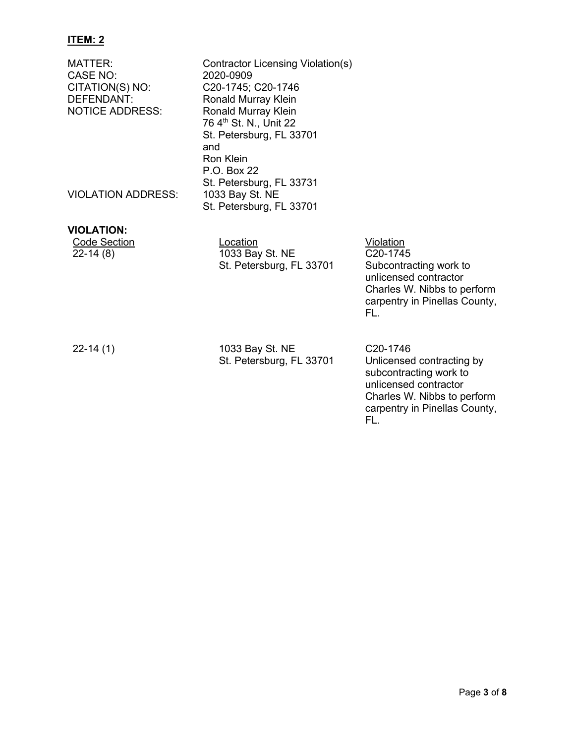**ITEM: 2**

MATTER: Contractor Licensing Violation(s)
CASE NO: 2020-0909
CITATION(S) NO: C20-1745; C20-1746
DEFENDANT: Ronald Murray Klein
NOTICE ADDRESS: Ronald Murray Klein
76 4th St. N., Unit 22
St. Petersburg, FL 33701
and
Ron Klein
P.O. Box 22
St. Petersburg, FL 33731
VIOLATION ADDRESS: 1033 Bay St. NE
St. Petersburg, FL 33701

**VIOLATION:**

| Code Section | Location | Violation |
|---|---|---|
| 22-14 (8) | 1033 Bay St. NE St. Petersburg, FL 33701 | C20-1745 Subcontracting work to unlicensed contractor Charles W. Nibbs to perform carpentry in Pinellas County, FL. |
| 22-14 (1) | 1033 Bay St. NE St. Petersburg, FL 33701 | C20-1746 Unlicensed contracting by subcontracting work to unlicensed contractor Charles W. Nibbs to perform carpentry in Pinellas County, FL. |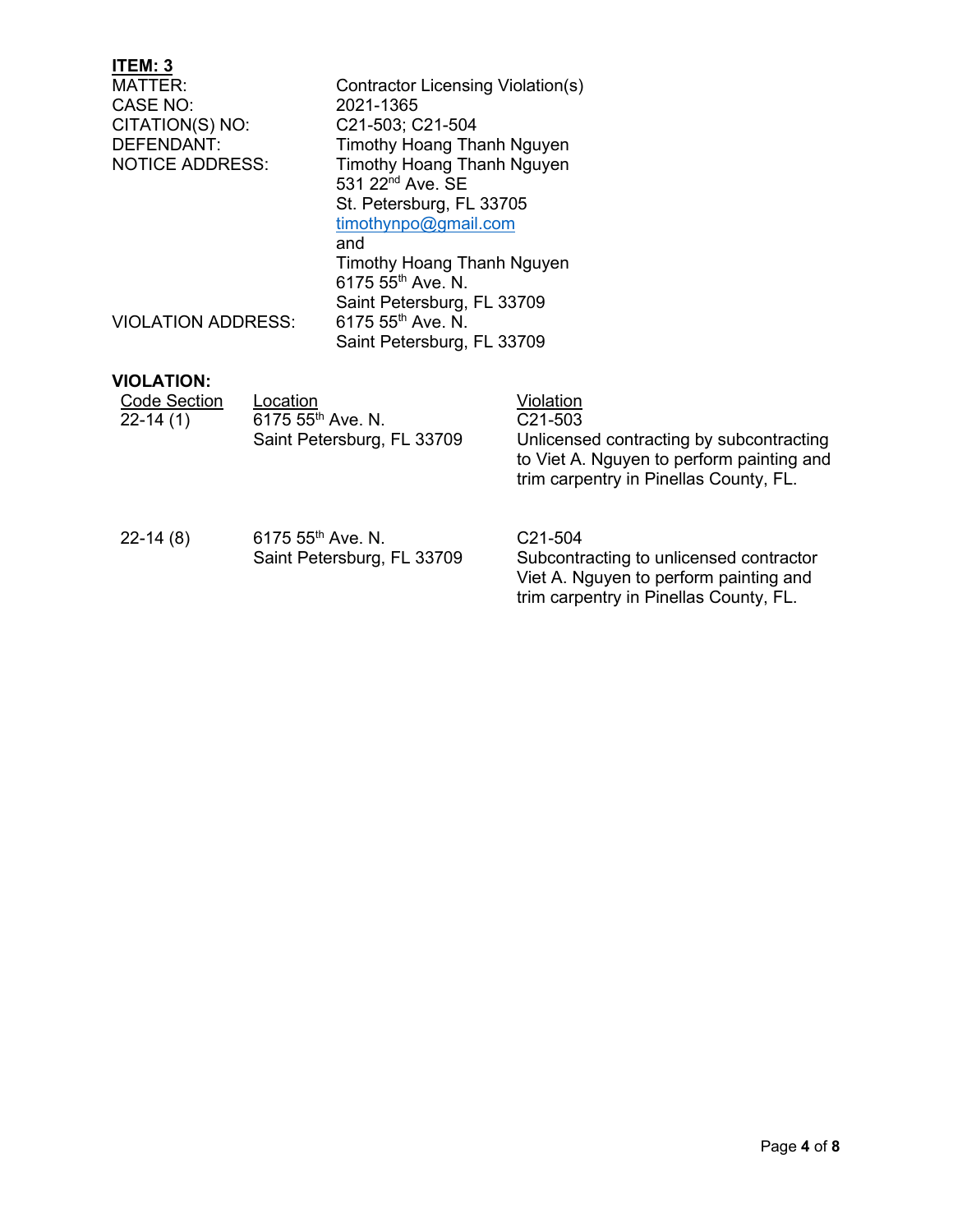**ITEM: 3**

| | |
|---|---|
| MATTER: | Contractor Licensing Violation(s) |
| CASE NO: | 2021-1365 |
| CITATION(S) NO: | C21-503; C21-504 |
| DEFENDANT: | Timothy Hoang Thanh Nguyen |
| NOTICE ADDRESS: | Timothy Hoang Thanh Nguyen<br>531 22nd Ave. SE<br>St. Petersburg, FL 33705<br>timothynpo@gmail.com<br>and<br>Timothy Hoang Thanh Nguyen<br>6175 55th Ave. N.<br>Saint Petersburg, FL 33709 |
| VIOLATION ADDRESS: | 6175 55th Ave. N.<br>Saint Petersburg, FL 33709 |

**VIOLATION:**

| Code Section | Location | Violation |
|---|---|---|
| 22-14 (1) | 6175 55th Ave. N.<br>Saint Petersburg, FL 33709 | C21-503<br>Unlicensed contracting by subcontracting to Viet A. Nguyen to perform painting and trim carpentry in Pinellas County, FL. |
| 22-14 (8) | 6175 55th Ave. N.<br>Saint Petersburg, FL 33709 | C21-504<br>Subcontracting to unlicensed contractor Viet A. Nguyen to perform painting and trim carpentry in Pinellas County, FL. |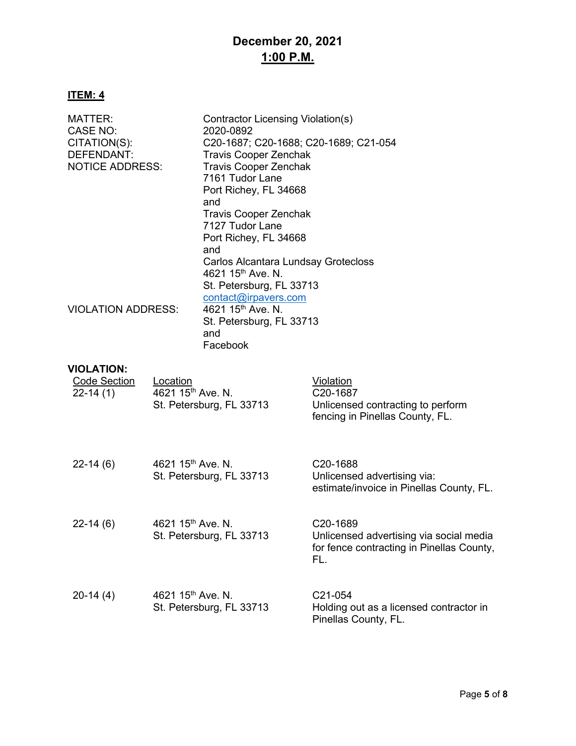**December 20, 2021**
**1:00 P.M.**

**ITEM: 4**

MATTER: Contractor Licensing Violation(s)
CASE NO: 2020-0892
CITATION(S): C20-1687; C20-1688; C20-1689; C21-054
DEFENDANT: Travis Cooper Zenchak
NOTICE ADDRESS: Travis Cooper Zenchak
7161 Tudor Lane
Port Richey, FL 34668
and
Travis Cooper Zenchak
7127 Tudor Lane
Port Richey, FL 34668
and
Carlos Alcantara Lundsay Grotecloss
4621 15th Ave. N.
St. Petersburg, FL 33713
contact@irpavers.com
VIOLATION ADDRESS: 4621 15th Ave. N.
St. Petersburg, FL 33713
and
Facebook

**VIOLATION:**

| Code Section | Location | Violation |
|---|---|---|
| 22-14 (1) | 4621 15th Ave. N. St. Petersburg, FL 33713 | C20-1687 Unlicensed contracting to perform fencing in Pinellas County, FL. |
| 22-14 (6) | 4621 15th Ave. N. St. Petersburg, FL 33713 | C20-1688 Unlicensed advertising via: estimate/invoice in Pinellas County, FL. |
| 22-14 (6) | 4621 15th Ave. N. St. Petersburg, FL 33713 | C20-1689 Unlicensed advertising via social media for fence contracting in Pinellas County, FL. |
| 20-14 (4) | 4621 15th Ave. N. St. Petersburg, FL 33713 | C21-054 Holding out as a licensed contractor in Pinellas County, FL. |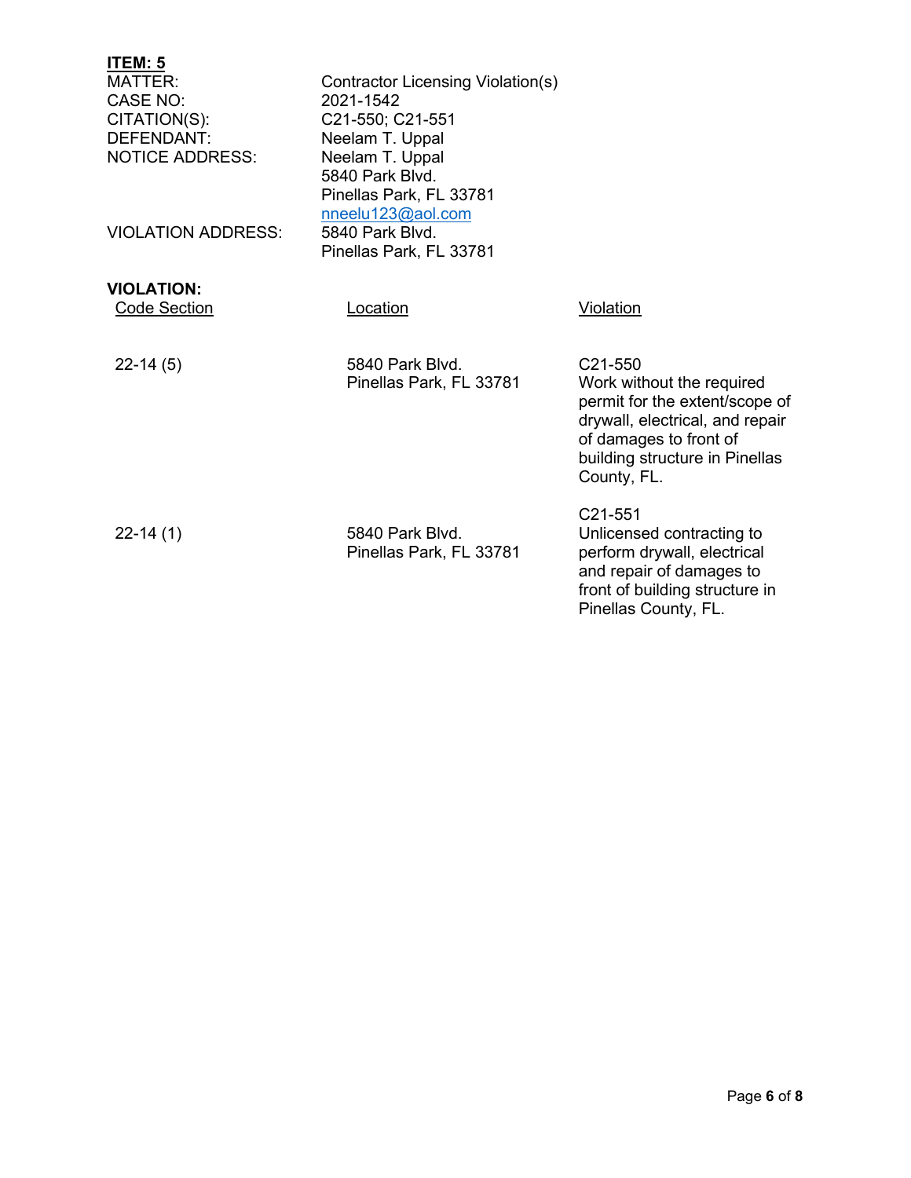**ITEM: 5**

| | |
|---|---|
| MATTER: | Contractor Licensing Violation(s) |
| CASE NO: | 2021-1542 |
| CITATION(S): | C21-550; C21-551 |
| DEFENDANT: | Neelam T. Uppal |
| NOTICE ADDRESS: | Neelam T. Uppal<br>5840 Park Blvd.<br>Pinellas Park, FL 33781<br>nneelu123@aol.com |
| VIOLATION ADDRESS: | 5840 Park Blvd.<br>Pinellas Park, FL 33781 |

**VIOLATION:**

| Code Section | Location | Violation |
|---|---|---|
| 22-14 (5) | 5840 Park Blvd.<br>Pinellas Park, FL 33781 | C21-550<br>Work without the required permit for the extent/scope of drywall, electrical, and repair of damages to front of building structure in Pinellas County, FL. |
| 22-14 (1) | 5840 Park Blvd.<br>Pinellas Park, FL 33781 | C21-551<br>Unlicensed contracting to perform drywall, electrical and repair of damages to front of building structure in Pinellas County, FL. |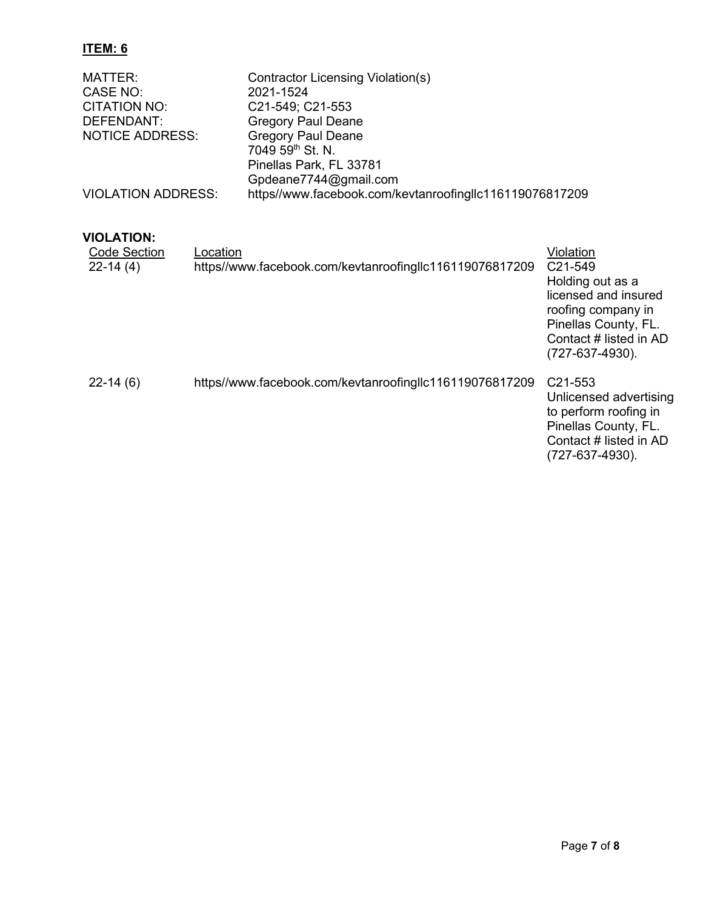**ITEM: 6**

| | |
|---|---|
| MATTER: | Contractor Licensing Violation(s) |
| CASE NO: | 2021-1524 |
| CITATION NO: | C21-549; C21-553 |
| DEFENDANT: | Gregory Paul Deane |
| NOTICE ADDRESS: | Gregory Paul Deane<br>7049 59th St. N.<br>Pinellas Park, FL 33781<br>Gpdeane7744@gmail.com |
| VIOLATION ADDRESS: | https//www.facebook.com/kevtanroofingllc116119076817209 |

**VIOLATION:**

| Code Section | Location | Violation |
|---|---|---|
| 22-14 (4) | https//www.facebook.com/kevtanroofingllc116119076817209 | C21-549 Holding out as a licensed and insured roofing company in Pinellas County, FL. Contact # listed in AD (727-637-4930). |
| 22-14 (6) | https//www.facebook.com/kevtanroofingllc116119076817209 | C21-553 Unlicensed advertising to perform roofing in Pinellas County, FL. Contact # listed in AD (727-637-4930). |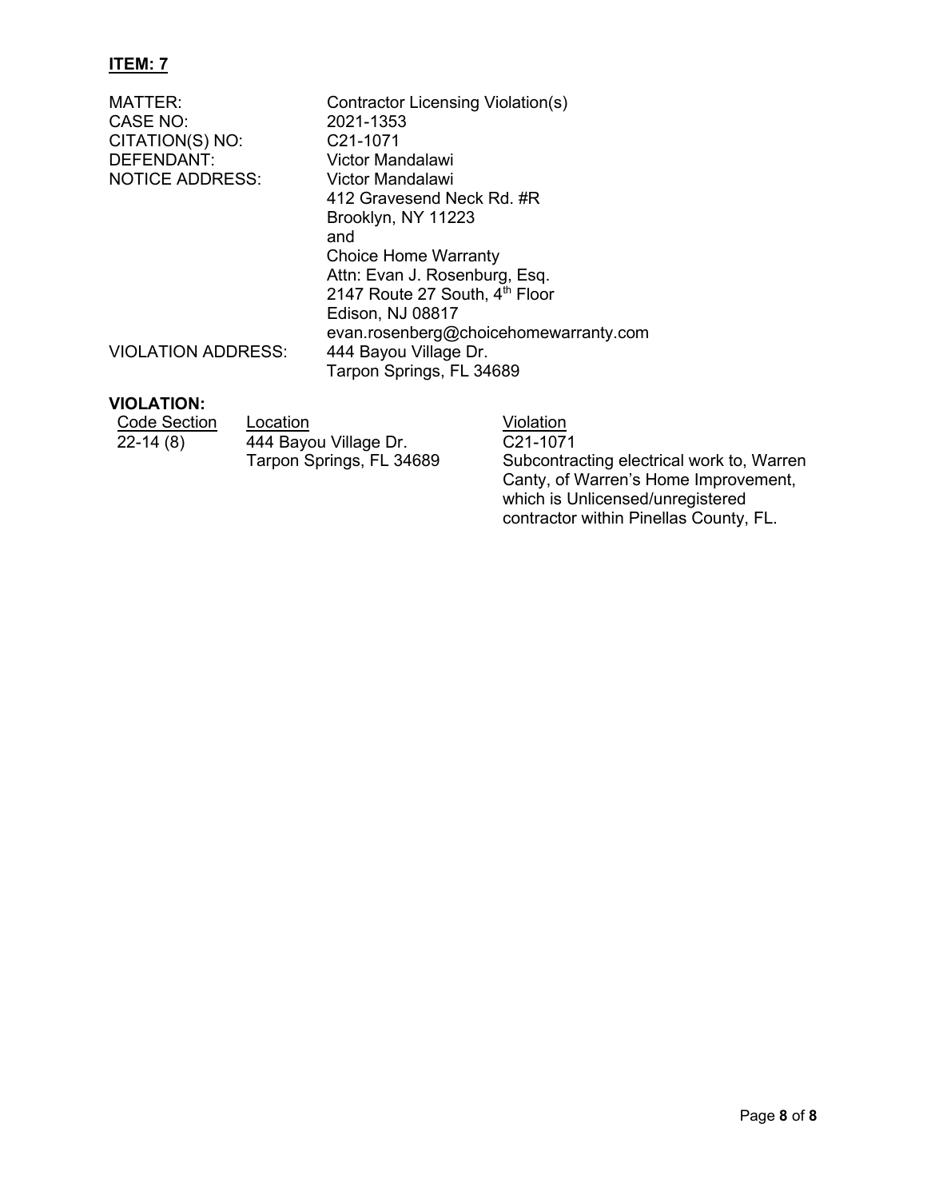**ITEM: 7**

| | |
|---|---|
| MATTER: | Contractor Licensing Violation(s) |
| CASE NO: | 2021-1353 |
| CITATION(S) NO: | C21-1071 |
| DEFENDANT: | Victor Mandalawi |
| NOTICE ADDRESS: | Victor Mandalawi<br>412 Gravesend Neck Rd. #R<br>Brooklyn, NY 11223<br>and<br>Choice Home Warranty<br>Attn: Evan J. Rosenburg, Esq.<br>2147 Route 27 South, 4th Floor<br>Edison, NJ 08817<br>evan.rosenberg@choicehomewarranty.com |
| VIOLATION ADDRESS: | 444 Bayou Village Dr.<br>Tarpon Springs, FL 34689 |

**VIOLATION:**

| Code Section | Location | Violation |
|---|---|---|
| 22-14 (8) | 444 Bayou Village Dr.<br>Tarpon Springs, FL 34689 | C21-1071<br>Subcontracting electrical work to, Warren Canty, of Warren's Home Improvement, which is Unlicensed/unregistered contractor within Pinellas County, FL. |